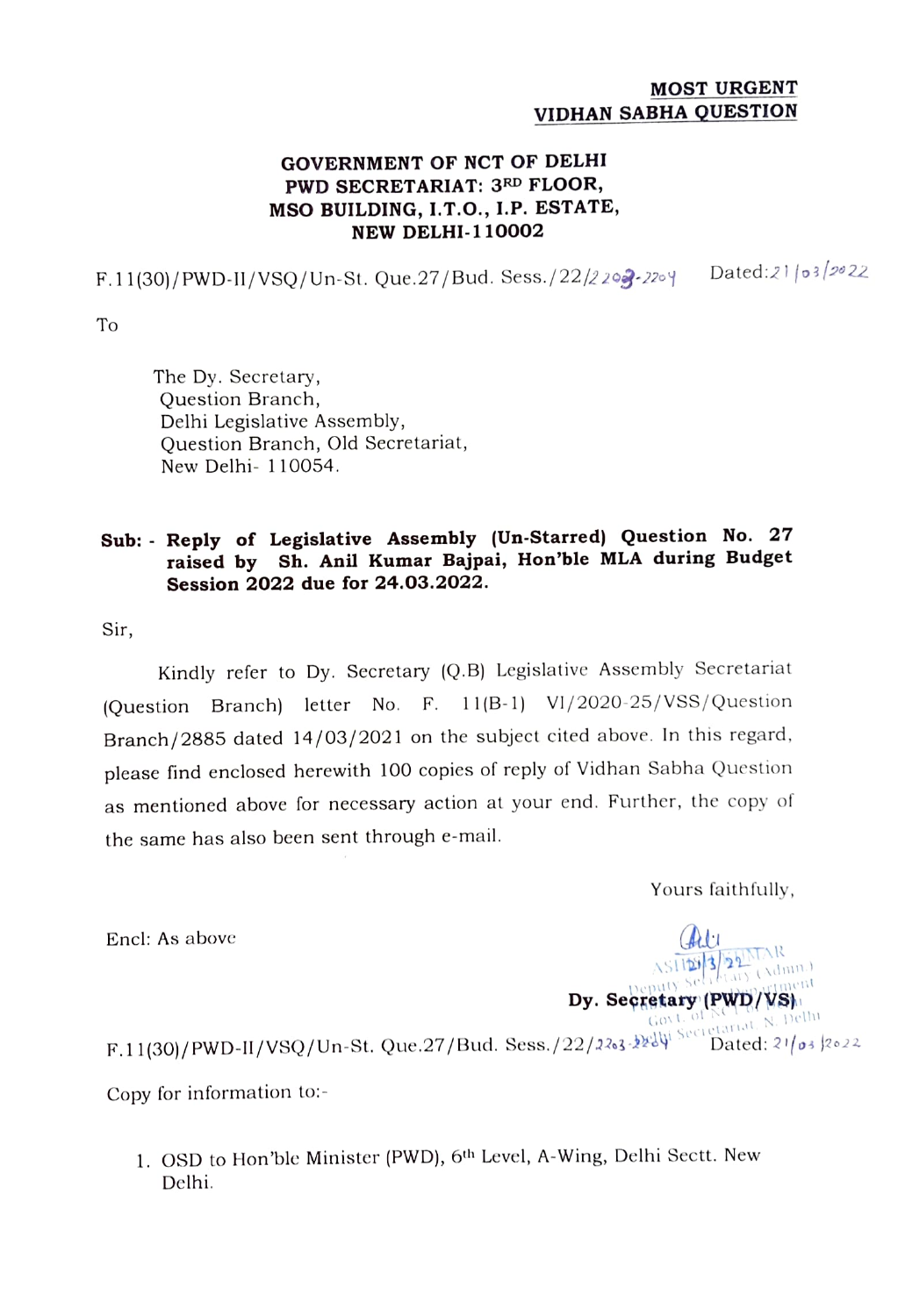**MOST URGENT**
**VIDHAN SABHA QUESTION**

**GOVERNMENT OF NCT OF DELHI**
**PWD SECRETARIAT: 3RD FLOOR,**
**MSO BUILDING, I.T.O., I.P. ESTATE,**
**NEW DELHI-110002**

F.11(30)/PWD-II/VSQ/Un-St. Que.27/Bud. Sess./22/2203-2204 Dated: 21/03/2022

To

The Dy. Secretary,
Question Branch,
Delhi Legislative Assembly,
Question Branch, Old Secretariat,
New Delhi- 110054.

**Sub: - Reply of Legislative Assembly (Un-Starred) Question No. 27 raised by Sh. Anil Kumar Bajpai, Hon'ble MLA during Budget Session 2022 due for 24.03.2022.**

Sir,

Kindly refer to Dy. Secretary (Q.B) Legislative Assembly Secretariat (Question Branch) letter No. F. 11(B-1) VI/2020-25/VSS/Question Branch/2885 dated 14/03/2021 on the subject cited above. In this regard, please find enclosed herewith 100 copies of reply of Vidhan Sabha Question as mentioned above for necessary action at your end. Further, the copy of the same has also been sent through e-mail.

Yours faithfully,

Encl: As above

21/3/22
ASHISH KUMAR
Deputy Secretary (Admn.)
PWD Department
Govt. of NCT of Delhi
Delhi Secretariat, N. Delhi

**Dy. Secretary (PWD/VS)**

F.11(30)/PWD-II/VSQ/Un-St. Que.27/Bud. Sess./22/2203-2204 Dated: 21/03/2022

Copy for information to:-

1. OSD to Hon'ble Minister (PWD), 6th Level, A-Wing, Delhi Sectt. New Delhi.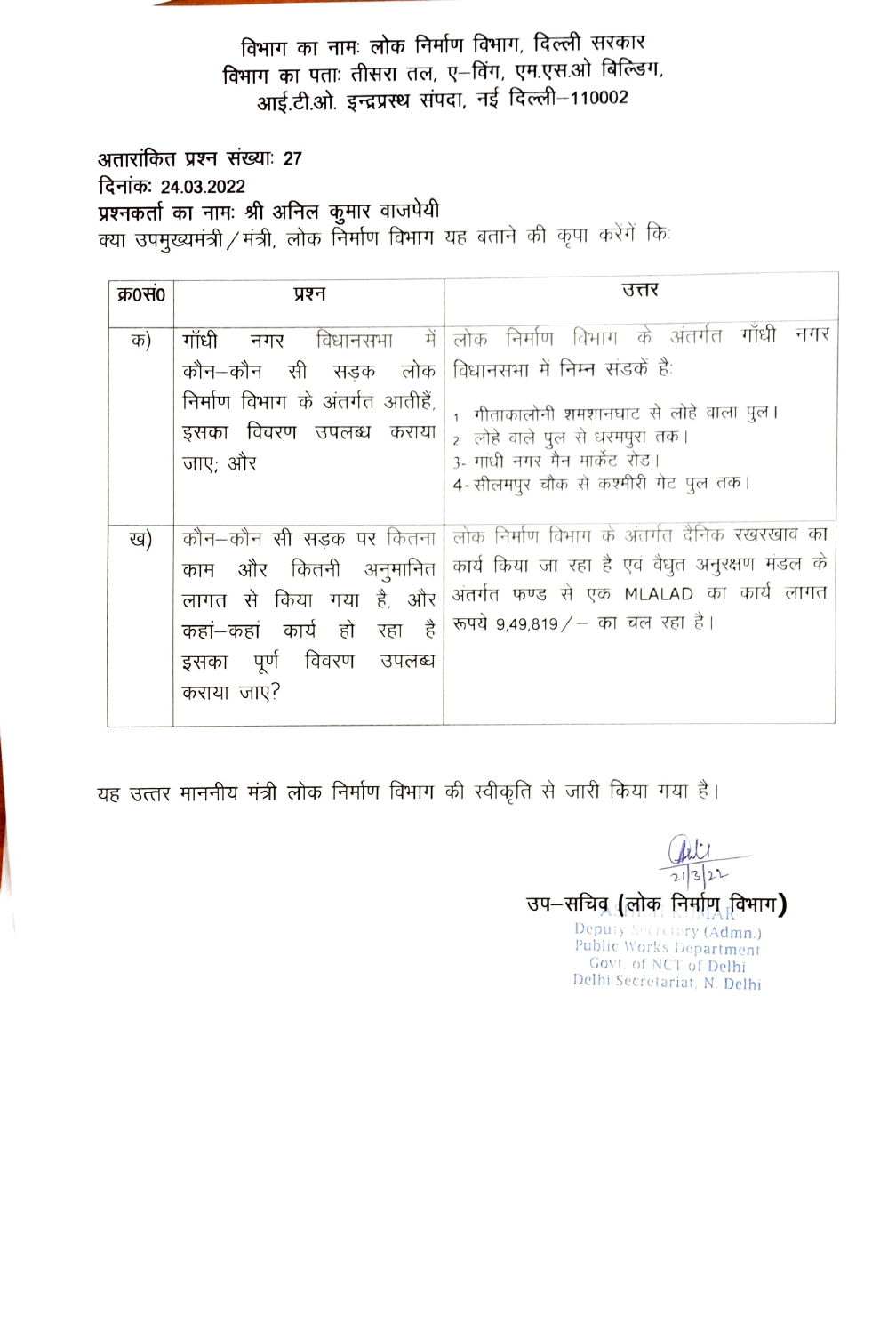विभाग का नामः लोक निर्माण विभाग, दिल्ली सरकार
विभाग का पताः तीसरा तल, ए–विंग, एम.एस.ओ बिल्डिग,
आई.टी.ओ. इन्द्रप्रस्थ संपदा, नई दिल्ली–110002

**अतारांकित प्रश्न संख्याः 27**
**दिनांकः 24.03.2022**
**प्रश्नकर्ता का नामः श्री अनिल कुमार वाजपेयी**
क्या उपमुख्यमंत्री / मंत्री, लोक निर्माण विभाग यह बताने की कृपा करेगें किः

| क्र0सं0 | प्रश्न | उत्तर |
|---|---|---|
| क) | गॉधी नगर विधानसभा में कौन–कौन सी सड़क लोक निर्माण विभाग के अंतर्गत आतीहैं, इसका विवरण उपलब्ध कराया जाए; और | लोक निर्माण विभाग के अंतर्गत गॉधी नगर विधानसभा में निम्न संडकें हैः<br>1 गीताकालोनी शमशानघाट से लोहे वाला पुल।<br>2 लोहे वाले पुल से धरमपुरा तक।<br>3- गाधी नगर मैन मार्केट रोड।<br>4- सीलमपुर चौक से कश्मीरी गेट पुल तक। |
| ख) | कौन–कौन सी सड़क पर कितना काम और कितनी अनुमानित लागत से किया गया है, और कहां–कहां कार्य हो रहा है इसका पूर्ण विवरण उपलब्ध कराया जाए? | लोक निर्माण विभाग के अंतर्गत दैनिक रखरखाव का कार्य किया जा रहा है एवं वैधुत अनुरक्षण मंडल के अंतर्गत फण्ड से एक MLALAD का कार्य लागत रूपये 9,49,819/– का चल रहा है। |

यह उत्तर माननीय मंत्री लोक निर्माण विभाग की स्वीकृति से जारी किया गया है।

21/3/22
उप–सचिव (लोक निर्माण विभाग)
Deputy Secretary (Admn.)
Public Works Department
Govt. of NCT of Delhi
Delhi Secretariat, N. Delhi